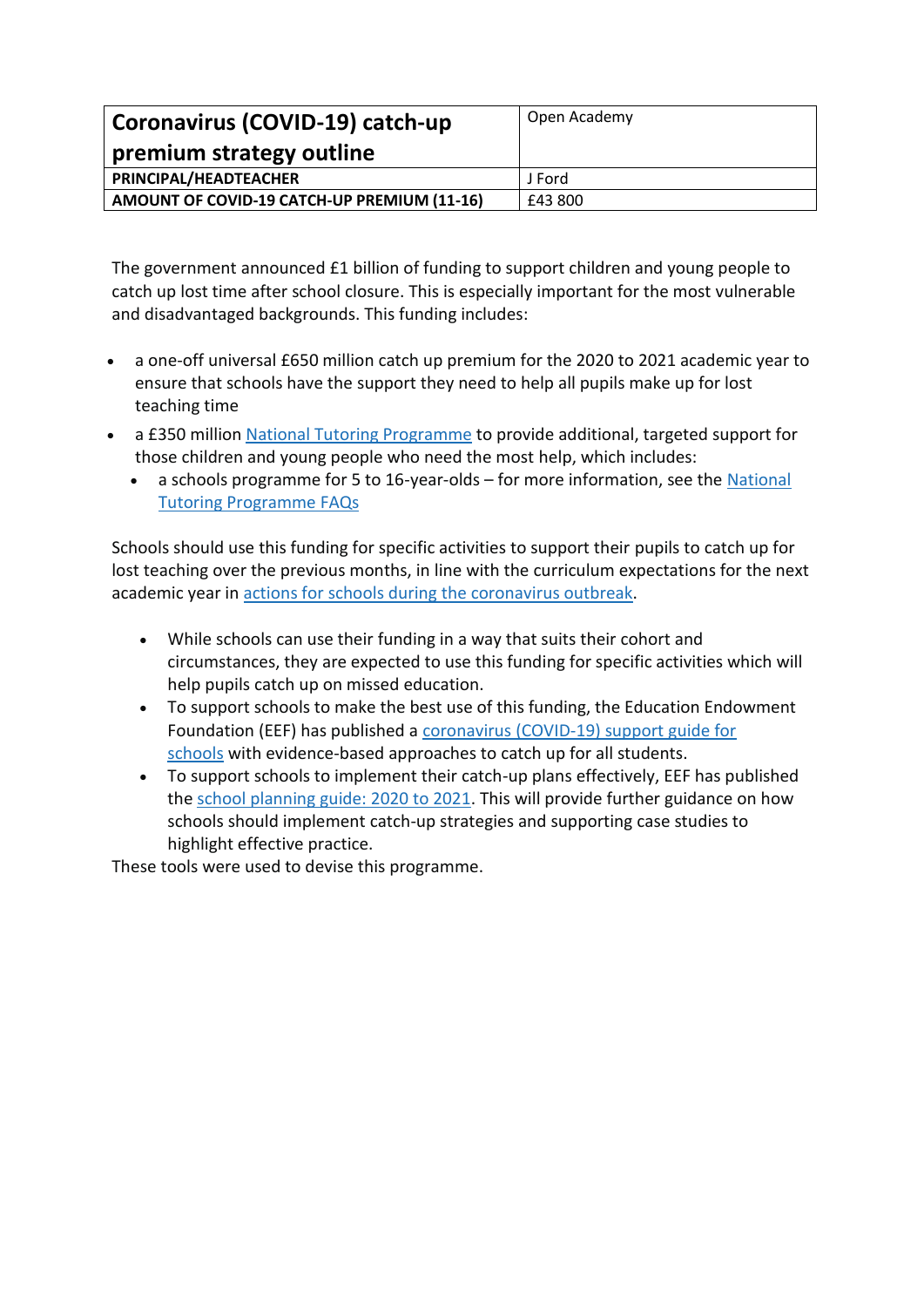| **Coronavirus (COVID-19) catch-up premium strategy outline** | Open Academy |
|---|---|
| **PRINCIPAL/HEADTEACHER** | J Ford |
| **AMOUNT OF COVID-19 CATCH-UP PREMIUM (11-16)** | £43 800 |

The government announced £1 billion of funding to support children and young people to catch up lost time after school closure. This is especially important for the most vulnerable and disadvantaged backgrounds. This funding includes:

- a one-off universal £650 million catch up premium for the 2020 to 2021 academic year to ensure that schools have the support they need to help all pupils make up for lost teaching time
- a £350 million National Tutoring Programme to provide additional, targeted support for those children and young people who need the most help, which includes:
  - a schools programme for 5 to 16-year-olds – for more information, see the National Tutoring Programme FAQs

Schools should use this funding for specific activities to support their pupils to catch up for lost teaching over the previous months, in line with the curriculum expectations for the next academic year in actions for schools during the coronavirus outbreak.

- While schools can use their funding in a way that suits their cohort and circumstances, they are expected to use this funding for specific activities which will help pupils catch up on missed education.
- To support schools to make the best use of this funding, the Education Endowment Foundation (EEF) has published a coronavirus (COVID-19) support guide for schools with evidence-based approaches to catch up for all students.
- To support schools to implement their catch-up plans effectively, EEF has published the school planning guide: 2020 to 2021. This will provide further guidance on how schools should implement catch-up strategies and supporting case studies to highlight effective practice.

These tools were used to devise this programme.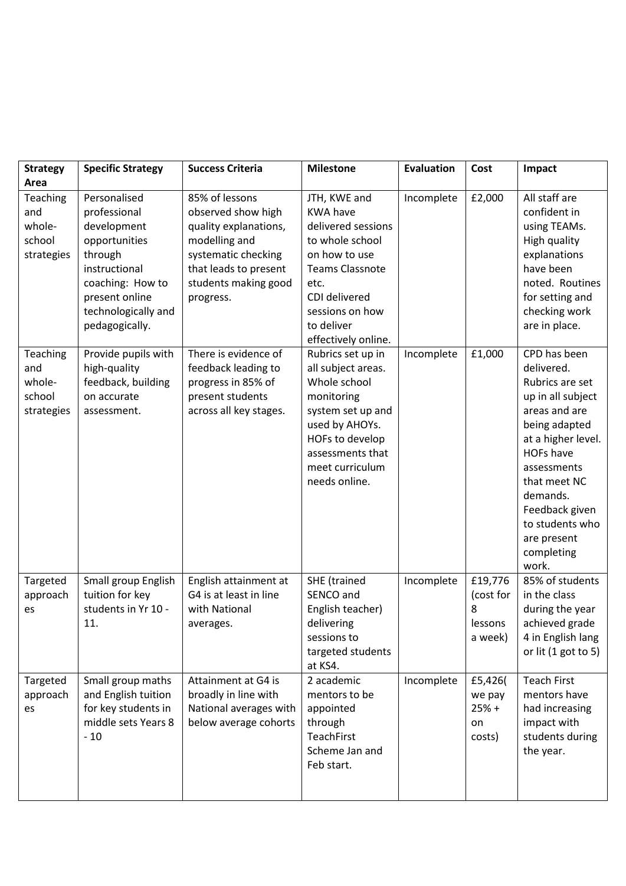| Strategy Area | Specific Strategy | Success Criteria | Milestone | Evaluation | Cost | Impact |
|---|---|---|---|---|---|---|
| Teaching and whole-school strategies | Personalised professional development opportunities through instructional coaching: How to present online technologically and pedagogically. | 85% of lessons observed show high quality explanations, modelling and systematic checking that leads to present students making good progress. | JTH, KWE and KWA have delivered sessions to whole school on how to use Teams Classnote etc. CDI delivered sessions on how to deliver effectively online. | Incomplete | £2,000 | All staff are confident in using TEAMs. High quality explanations have been noted. Routines for setting and checking work are in place. |
| Teaching and whole-school strategies | Provide pupils with high-quality feedback, building on accurate assessment. | There is evidence of feedback leading to progress in 85% of present students across all key stages. | Rubrics set up in all subject areas. Whole school monitoring system set up and used by AHOYs. HOFs to develop assessments that meet curriculum needs online. | Incomplete | £1,000 | CPD has been delivered. Rubrics are set up in all subject areas and are being adapted at a higher level. HOFs have assessments that meet NC demands. Feedback given to students who are present completing work. |
| Targeted approaches | Small group English tuition for key students in Yr 10 - 11. | English attainment at G4 is at least in line with National averages. | SHE (trained SENCO and English teacher) delivering sessions to targeted students at KS4. | Incomplete | £19,776 (cost for 8 lessons a week) | 85% of students in the class during the year achieved grade 4 in English lang or lit (1 got to 5) |
| Targeted approaches | Small group maths and English tuition for key students in middle sets Years 8 - 10 | Attainment at G4 is broadly in line with National averages with below average cohorts | 2 academic mentors to be appointed through TeachFirst Scheme Jan and Feb start. | Incomplete | £5,426( we pay 25% + on costs) | Teach First mentors have had increasing impact with students during the year. |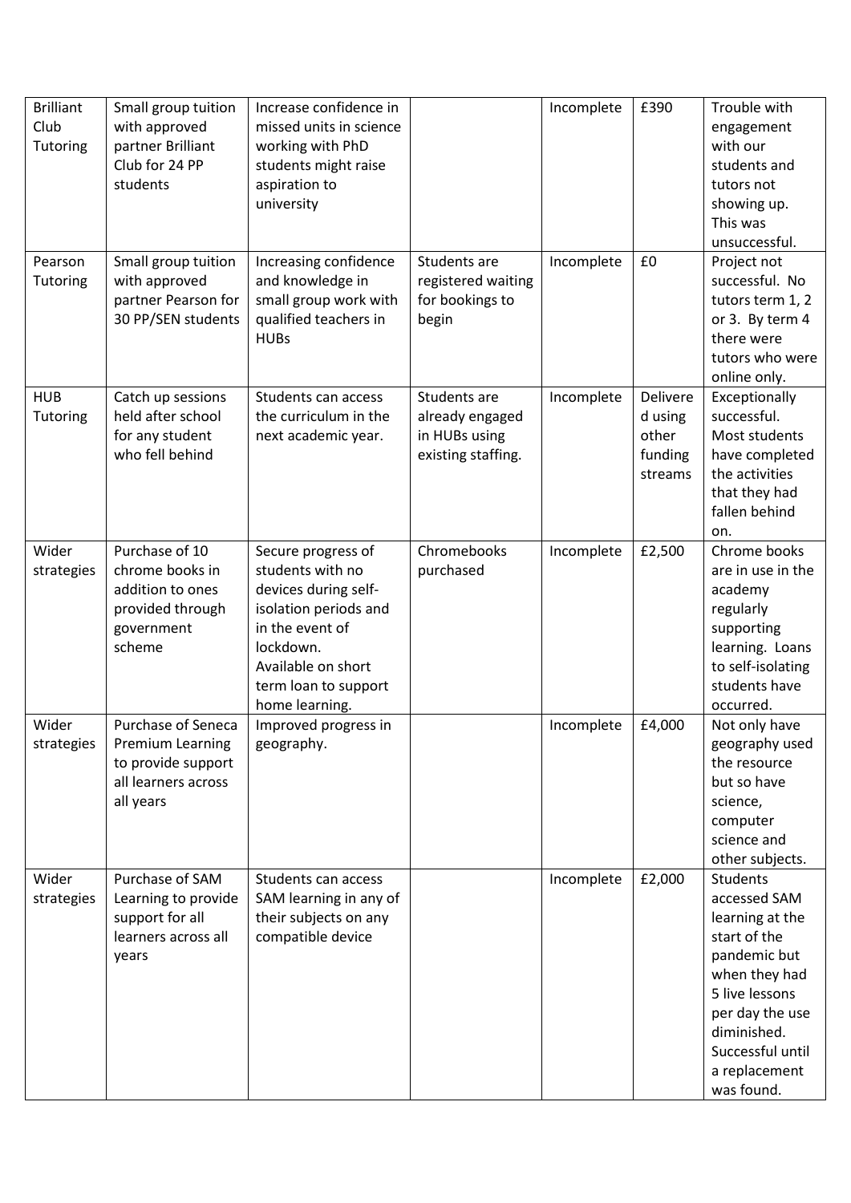| | | | | | | |
|---|---|---|---|---|---|---|
| Brilliant Club Tutoring | Small group tuition with approved partner Brilliant Club for 24 PP students | Increase confidence in missed units in science working with PhD students might raise aspiration to university | | Incomplete | £390 | Trouble with engagement with our students and tutors not showing up. This was unsuccessful. |
| Pearson Tutoring | Small group tuition with approved partner Pearson for 30 PP/SEN students | Increasing confidence and knowledge in small group work with qualified teachers in HUBs | Students are registered waiting for bookings to begin | Incomplete | £0 | Project not successful. No tutors term 1, 2 or 3. By term 4 there were tutors who were online only. |
| HUB Tutoring | Catch up sessions held after school for any student who fell behind | Students can access the curriculum in the next academic year. | Students are already engaged in HUBs using existing staffing. | Incomplete | Delivered using other funding streams | Exceptionally successful. Most students have completed the activities that they had fallen behind on. |
| Wider strategies | Purchase of 10 chrome books in addition to ones provided through government scheme | Secure progress of students with no devices during self-isolation periods and in the event of lockdown. Available on short term loan to support home learning. | Chromebooks purchased | Incomplete | £2,500 | Chrome books are in use in the academy regularly supporting learning. Loans to self-isolating students have occurred. |
| Wider strategies | Purchase of Seneca Premium Learning to provide support all learners across all years | Improved progress in geography. | | Incomplete | £4,000 | Not only have geography used the resource but so have science, computer science and other subjects. |
| Wider strategies | Purchase of SAM Learning to provide support for all learners across all years | Students can access SAM learning in any of their subjects on any compatible device | | Incomplete | £2,000 | Students accessed SAM learning at the start of the pandemic but when they had 5 live lessons per day the use diminished. Successful until a replacement was found. |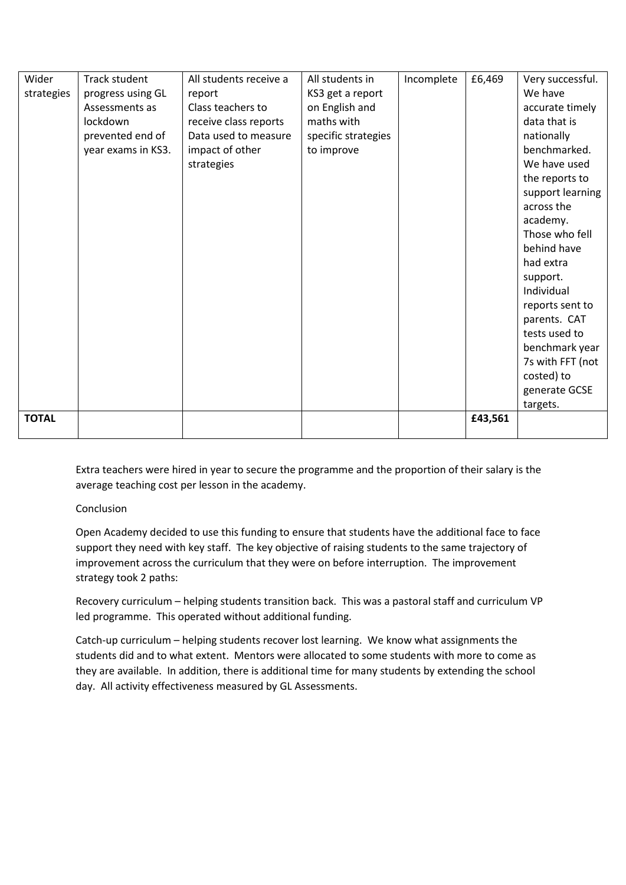| | | | | | | |
|---|---|---|---|---|---|---|
| Wider strategies | Track student progress using GL Assessments as lockdown prevented end of year exams in KS3. | All students receive a report<br>Class teachers to receive class reports<br>Data used to measure impact of other strategies | All students in KS3 get a report on English and maths with specific strategies to improve | Incomplete | £6,469 | Very successful. We have accurate timely data that is nationally benchmarked. We have used the reports to support learning across the academy. Those who fell behind have had extra support. Individual reports sent to parents. CAT tests used to benchmark year 7s with FFT (not costed) to generate GCSE targets. |
| **TOTAL** | | | | | **£43,561** | |

Extra teachers were hired in year to secure the programme and the proportion of their salary is the average teaching cost per lesson in the academy.

Conclusion

Open Academy decided to use this funding to ensure that students have the additional face to face support they need with key staff. The key objective of raising students to the same trajectory of improvement across the curriculum that they were on before interruption. The improvement strategy took 2 paths:

Recovery curriculum – helping students transition back. This was a pastoral staff and curriculum VP led programme. This operated without additional funding.

Catch-up curriculum – helping students recover lost learning. We know what assignments the students did and to what extent. Mentors were allocated to some students with more to come as they are available. In addition, there is additional time for many students by extending the school day. All activity effectiveness measured by GL Assessments.